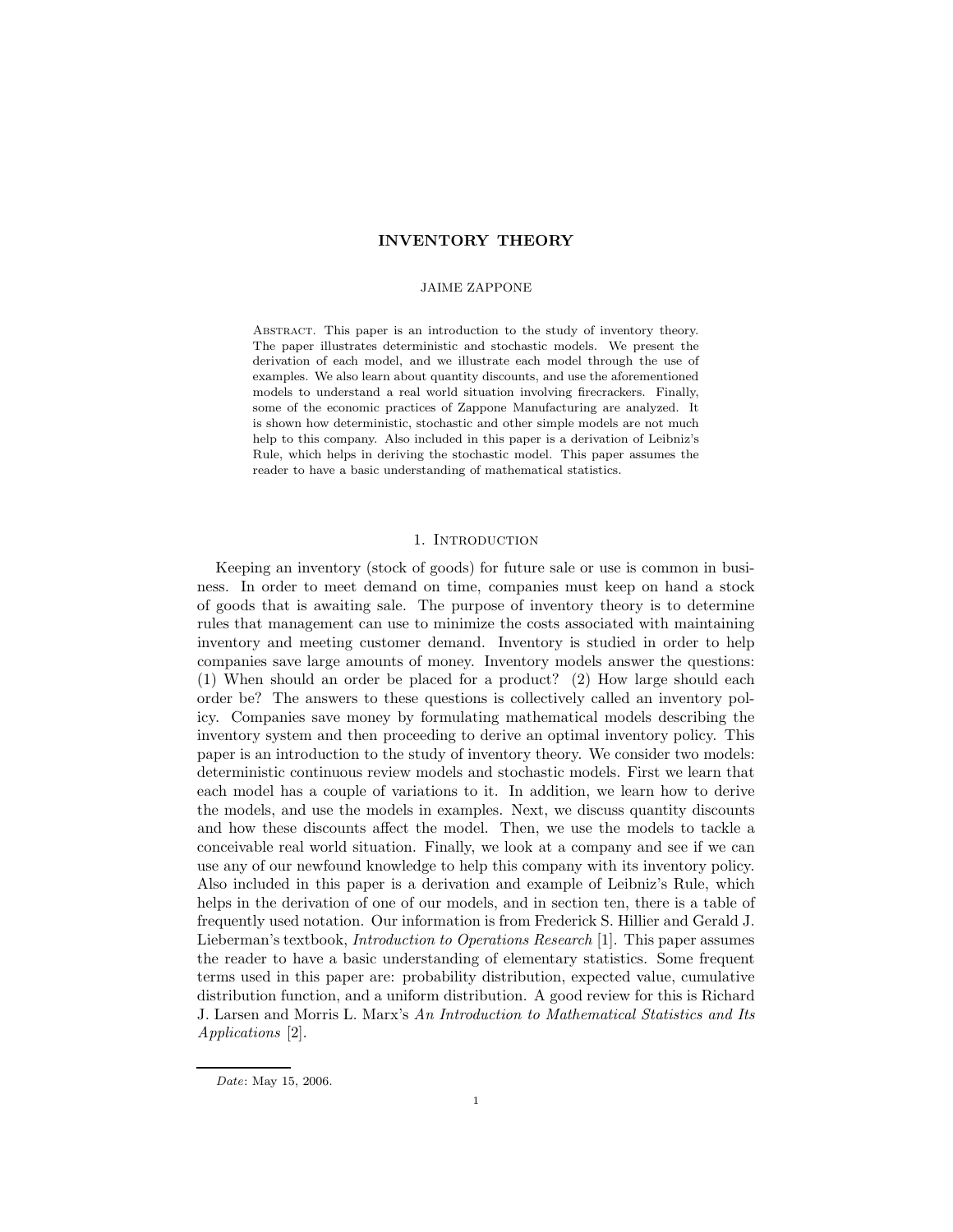# INVENTORY THEORY

JAIME ZAPPONE

Abstract. This paper is an introduction to the study of inventory theory. The paper illustrates deterministic and stochastic models. We present the derivation of each model, and we illustrate each model through the use of examples. We also learn about quantity discounts, and use the aforementioned models to understand a real world situation involving firecrackers. Finally, some of the economic practices of Zappone Manufacturing are analyzed. It is shown how deterministic, stochastic and other simple models are not much help to this company. Also included in this paper is a derivation of Leibniz's Rule, which helps in deriving the stochastic model. This paper assumes the reader to have a basic understanding of mathematical statistics.

## 1. Introduction

Keeping an inventory (stock of goods) for future sale or use is common in business. In order to meet demand on time, companies must keep on hand a stock of goods that is awaiting sale. The purpose of inventory theory is to determine rules that management can use to minimize the costs associated with maintaining inventory and meeting customer demand. Inventory is studied in order to help companies save large amounts of money. Inventory models answer the questions: (1) When should an order be placed for a product? (2) How large should each order be? The answers to these questions is collectively called an inventory policy. Companies save money by formulating mathematical models describing the inventory system and then proceeding to derive an optimal inventory policy. This paper is an introduction to the study of inventory theory. We consider two models: deterministic continuous review models and stochastic models. First we learn that each model has a couple of variations to it. In addition, we learn how to derive the models, and use the models in examples. Next, we discuss quantity discounts and how these discounts affect the model. Then, we use the models to tackle a conceivable real world situation. Finally, we look at a company and see if we can use any of our newfound knowledge to help this company with its inventory policy. Also included in this paper is a derivation and example of Leibniz's Rule, which helps in the derivation of one of our models, and in section ten, there is a table of frequently used notation. Our information is from Frederick S. Hillier and Gerald J. Lieberman's textbook, *Introduction to Operations Research* [1]. This paper assumes the reader to have a basic understanding of elementary statistics. Some frequent terms used in this paper are: probability distribution, expected value, cumulative distribution function, and a uniform distribution. A good review for this is Richard J. Larsen and Morris L. Marx's *An Introduction to Mathematical Statistics and Its Applications* [2].

*Date*: May 15, 2006.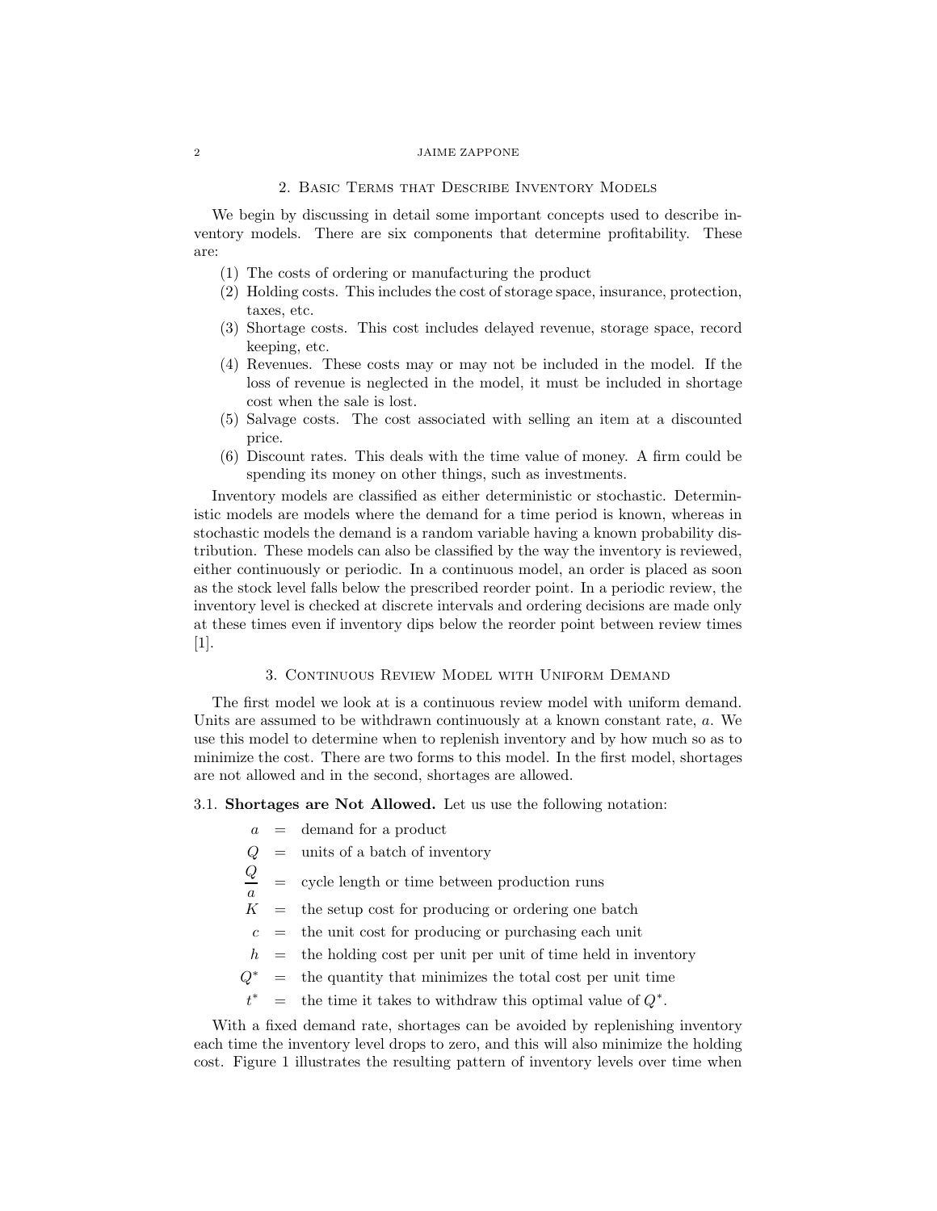## 2. Basic Terms that Describe Inventory Models

We begin by discussing in detail some important concepts used to describe inventory models. There are six components that determine profitability. These are:

1. The costs of ordering or manufacturing the product
2. Holding costs. This includes the cost of storage space, insurance, protection, taxes, etc.
3. Shortage costs. This cost includes delayed revenue, storage space, record keeping, etc.
4. Revenues. These costs may or may not be included in the model. If the loss of revenue is neglected in the model, it must be included in shortage cost when the sale is lost.
5. Salvage costs. The cost associated with selling an item at a discounted price.
6. Discount rates. This deals with the time value of money. A firm could be spending its money on other things, such as investments.

Inventory models are classified as either deterministic or stochastic. Deterministic models are models where the demand for a time period is known, whereas in stochastic models the demand is a random variable having a known probability distribution. These models can also be classified by the way the inventory is reviewed, either continuously or periodic. In a continuous model, an order is placed as soon as the stock level falls below the prescribed reorder point. In a periodic review, the inventory level is checked at discrete intervals and ordering decisions are made only at these times even if inventory dips below the reorder point between review times [1].

## 3. Continuous Review Model with Uniform Demand

The first model we look at is a continuous review model with uniform demand. Units are assumed to be withdrawn continuously at a known constant rate, $a$. We use this model to determine when to replenish inventory and by how much so as to minimize the cost. There are two forms to this model. In the first model, shortages are not allowed and in the second, shortages are allowed.

### 3.1. Shortages are Not Allowed.

Let us use the following notation:

$$
\begin{aligned}
a &= \text{demand for a product} \\
Q &= \text{units of a batch of inventory} \\
\frac{Q}{a} &= \text{cycle length or time between production runs} \\
K &= \text{the setup cost for producing or ordering one batch} \\
c &= \text{the unit cost for producing or purchasing each unit} \\
h &= \text{the holding cost per unit per unit of time held in inventory} \\
Q^* &= \text{the quantity that minimizes the total cost per unit time} \\
t^* &= \text{the time it takes to withdraw this optimal value of } Q^*.
\end{aligned}
$$

With a fixed demand rate, shortages can be avoided by replenishing inventory each time the inventory level drops to zero, and this will also minimize the holding cost. Figure 1 illustrates the resulting pattern of inventory levels over time when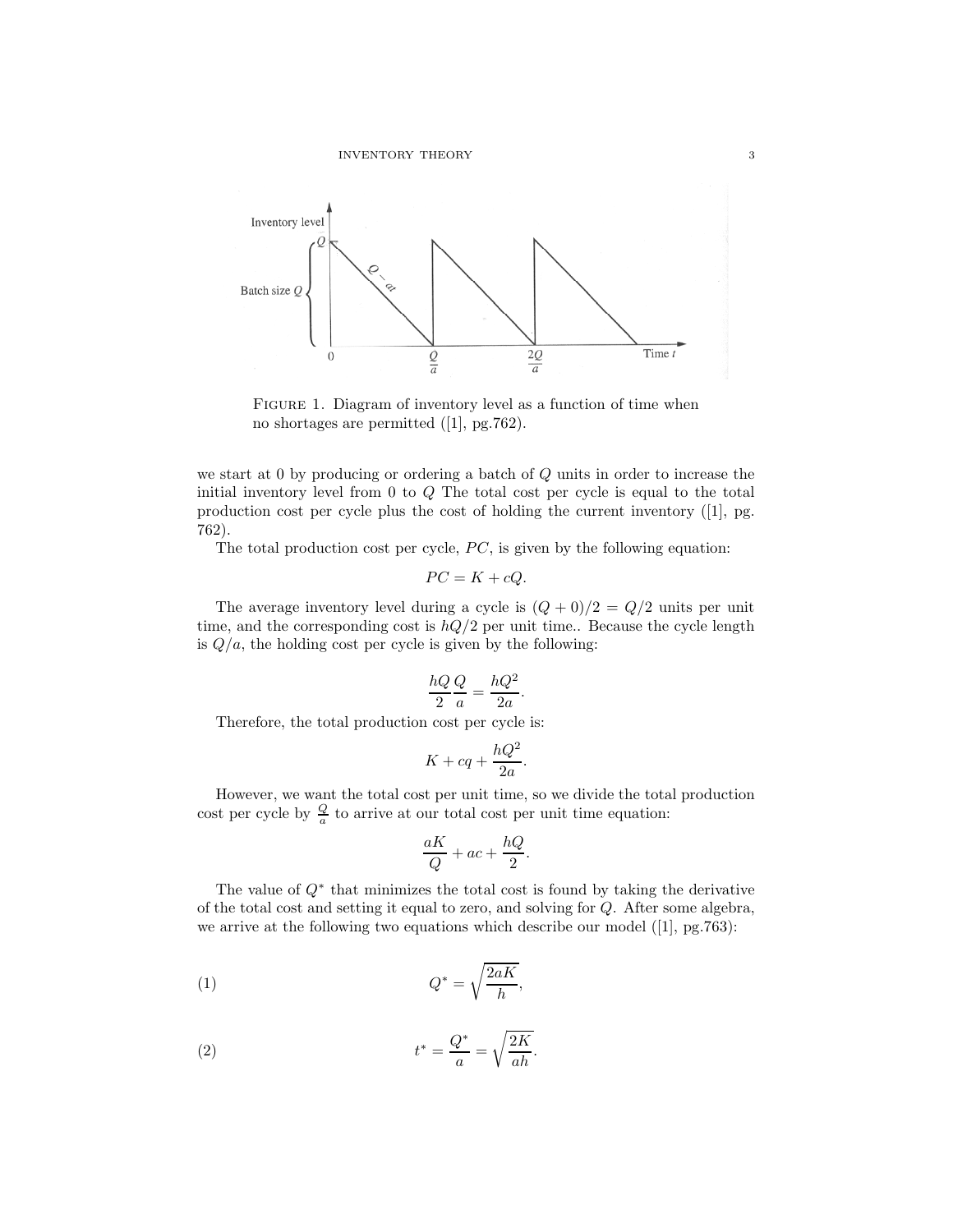FIGURE 1. Diagram of inventory level as a function of time when no shortages are permitted ([1], pg.762).

we start at 0 by producing or ordering a batch of $Q$ units in order to increase the initial inventory level from 0 to $Q$ The total cost per cycle is equal to the total production cost per cycle plus the cost of holding the current inventory ([1], pg. 762).

The total production cost per cycle, $PC$, is given by the following equation:

$$PC = K + cQ.$$

The average inventory level during a cycle is $(Q + 0)/2 = Q/2$ units per unit time, and the corresponding cost is $hQ/2$ per unit time.. Because the cycle length is $Q/a$, the holding cost per cycle is given by the following:

$$\frac{hQ}{2}\frac{Q}{a} = \frac{hQ^2}{2a}.$$

Therefore, the total production cost per cycle is:

$$K + cq + \frac{hQ^2}{2a}.$$

However, we want the total cost per unit time, so we divide the total production cost per cycle by $\frac{Q}{a}$ to arrive at our total cost per unit time equation:

$$\frac{aK}{Q} + ac + \frac{hQ}{2}.$$

The value of $Q^*$ that minimizes the total cost is found by taking the derivative of the total cost and setting it equal to zero, and solving for $Q$. After some algebra, we arrive at the following two equations which describe our model ([1], pg.763):

$$Q^* = \sqrt{\frac{2aK}{h}}, \tag{1}$$

$$t^* = \frac{Q^*}{a} = \sqrt{\frac{2K}{ah}}. \tag{2}$$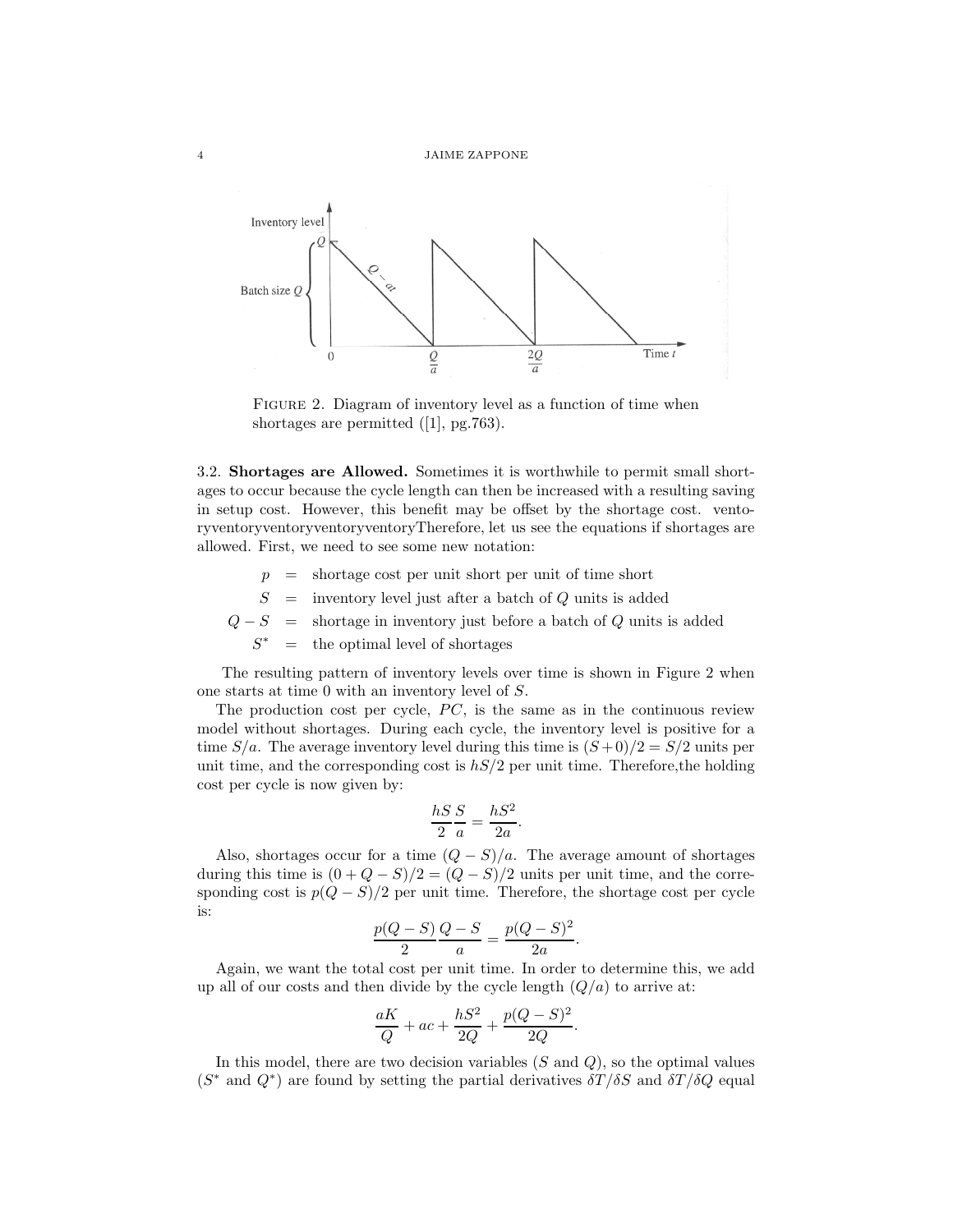FIGURE 2. Diagram of inventory level as a function of time when shortages are permitted ([1], pg.763).

3.2. **Shortages are Allowed.** Sometimes it is worthwhile to permit small shortages to occur because the cycle length can then be increased with a resulting saving in setup cost. However, this benefit may be offset by the shortage cost. ventoryventoryventoryventoryventoryTherefore, let us see the equations if shortages are allowed. First, we need to see some new notation:

$$\begin{aligned} p &= \text{shortage cost per unit short per unit of time short} \\ S &= \text{inventory level just after a batch of } Q \text{ units is added} \\ Q - S &= \text{shortage in inventory just before a batch of } Q \text{ units is added} \\ S^* &= \text{the optimal level of shortages} \end{aligned}$$

The resulting pattern of inventory levels over time is shown in Figure 2 when one starts at time 0 with an inventory level of $S$.

The production cost per cycle, $PC$, is the same as in the continuous review model without shortages. During each cycle, the inventory level is positive for a time $S/a$. The average inventory level during this time is $(S+0)/2 = S/2$ units per unit time, and the corresponding cost is $hS/2$ per unit time. Therefore,the holding cost per cycle is now given by:

$$\frac{hS}{2}\frac{S}{a} = \frac{hS^2}{2a}.$$

Also, shortages occur for a time $(Q-S)/a$. The average amount of shortages during this time is $(0 + Q - S)/2 = (Q - S)/2$ units per unit time, and the corresponding cost is $p(Q-S)/2$ per unit time. Therefore, the shortage cost per cycle is:

$$\frac{p(Q-S)}{2}\frac{Q-S}{a} = \frac{p(Q-S)^2}{2a}.$$

Again, we want the total cost per unit time. In order to determine this, we add up all of our costs and then divide by the cycle length $(Q/a)$ to arrive at:

$$\frac{aK}{Q} + ac + \frac{hS^2}{2Q} + \frac{p(Q-S)^2}{2Q}.$$

In this model, there are two decision variables ($S$ and $Q$), so the optimal values ($S^*$ and $Q^*$) are found by setting the partial derivatives $\delta T/\delta S$ and $\delta T/\delta Q$ equal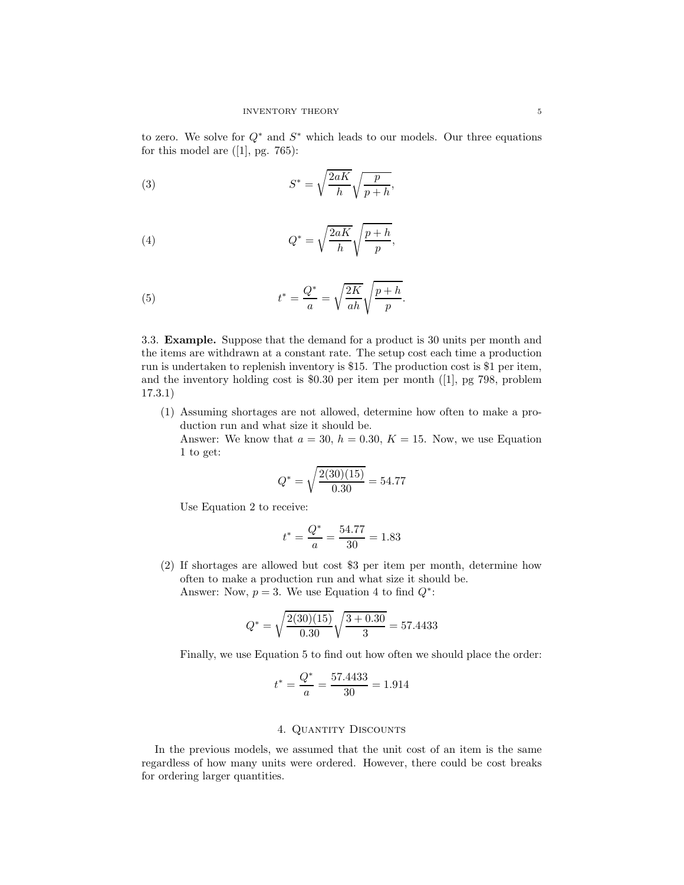to zero. We solve for $Q^*$ and $S^*$ which leads to our models. Our three equations for this model are ([1], pg. 765):

$$S^* = \sqrt{\frac{2aK}{h}}\sqrt{\frac{p}{p+h}}, \tag{3}$$

$$Q^* = \sqrt{\frac{2aK}{h}}\sqrt{\frac{p+h}{p}}, \tag{4}$$

$$t^* = \frac{Q^*}{a} = \sqrt{\frac{2K}{ah}}\sqrt{\frac{p+h}{p}}. \tag{5}$$

3.3. **Example.** Suppose that the demand for a product is 30 units per month and the items are withdrawn at a constant rate. The setup cost each time a production run is undertaken to replenish inventory is \$15. The production cost is \$1 per item, and the inventory holding cost is \$0.30 per item per month ([1], pg 798, problem 17.3.1)

(1) Assuming shortages are not allowed, determine how often to make a production run and what size it should be.
Answer: We know that $a = 30$, $h = 0.30$, $K = 15$. Now, we use Equation 1 to get:

$$Q^* = \sqrt{\frac{2(30)(15)}{0.30}} = 54.77$$

Use Equation 2 to receive:

$$t^* = \frac{Q^*}{a} = \frac{54.77}{30} = 1.83$$

(2) If shortages are allowed but cost \$3 per item per month, determine how often to make a production run and what size it should be.
Answer: Now, $p = 3$. We use Equation 4 to find $Q^*$:

$$Q^* = \sqrt{\frac{2(30)(15)}{0.30}}\sqrt{\frac{3+0.30}{3}} = 57.4433$$

Finally, we use Equation 5 to find out how often we should place the order:

$$t^* = \frac{Q^*}{a} = \frac{57.4433}{30} = 1.914$$

## 4. Quantity Discounts

In the previous models, we assumed that the unit cost of an item is the same regardless of how many units were ordered. However, there could be cost breaks for ordering larger quantities.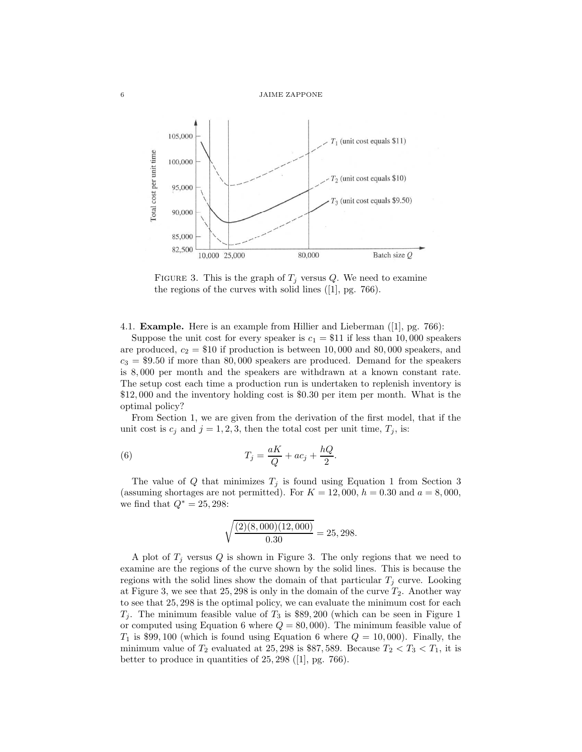FIGURE 3. This is the graph of $T_j$ versus $Q$. We need to examine the regions of the curves with solid lines ([1], pg. 766).

### 4.1. Example.

**4.1. Example.** Here is an example from Hillier and Lieberman ([1], pg. 766):

Suppose the unit cost for every speaker is $c_1 = \$11$ if less than 10,000 speakers are produced, $c_2 = \$10$ if production is between 10,000 and 80,000 speakers, and $c_3 = \$9.50$ if more than 80,000 speakers are produced. Demand for the speakers is 8,000 per month and the speakers are withdrawn at a known constant rate. The setup cost each time a production run is undertaken to replenish inventory is \$12,000 and the inventory holding cost is \$0.30 per item per month. What is the optimal policy?

From Section 1, we are given from the derivation of the first model, that if the unit cost is $c_j$ and $j = 1, 2, 3$, then the total cost per unit time, $T_j$, is:

$$T_j = \frac{aK}{Q} + ac_j + \frac{hQ}{2}. \tag{6}$$

The value of $Q$ that minimizes $T_j$ is found using Equation 1 from Section 3 (assuming shortages are not permitted). For $K = 12,000$, $h = 0.30$ and $a = 8,000$, we find that $Q^* = 25,298$:

$$\sqrt{\frac{(2)(8,000)(12,000)}{0.30}} = 25,298.$$

A plot of $T_j$ versus $Q$ is shown in Figure 3. The only regions that we need to examine are the regions of the curve shown by the solid lines. This is because the regions with the solid lines show the domain of that particular $T_j$ curve. Looking at Figure 3, we see that 25,298 is only in the domain of the curve $T_2$. Another way to see that 25,298 is the optimal policy, we can evaluate the minimum cost for each $T_j$. The minimum feasible value of $T_3$ is \$89,200 (which can be seen in Figure 1 or computed using Equation 6 where $Q = 80,000$). The minimum feasible value of $T_1$ is \$99,100 (which is found using Equation 6 where $Q = 10,000$). Finally, the minimum value of $T_2$ evaluated at 25,298 is \$87,589. Because $T_2 < T_3 < T_1$, it is better to produce in quantities of 25,298 ([1], pg. 766).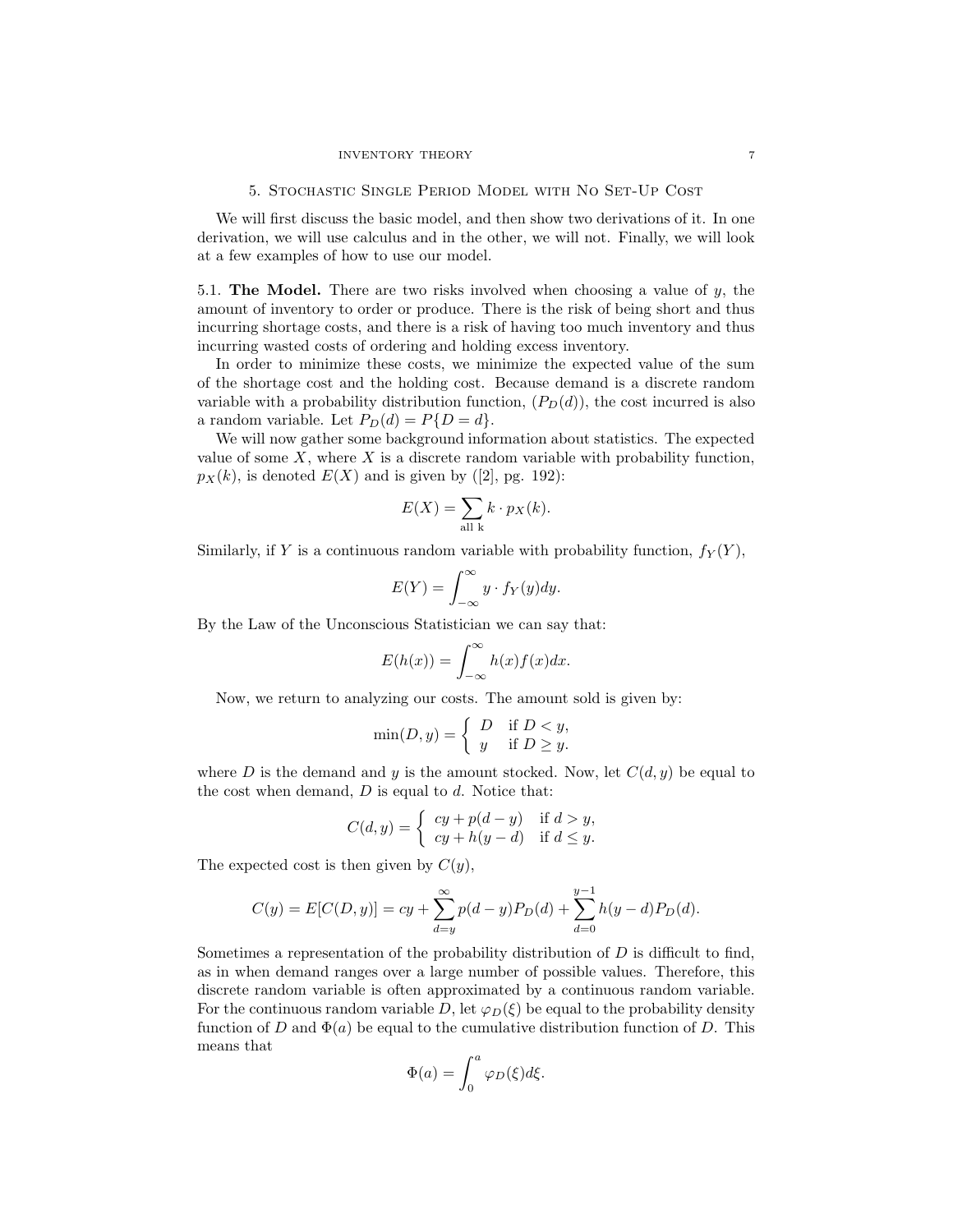## 5. Stochastic Single Period Model with No Set-Up Cost

We will first discuss the basic model, and then show two derivations of it. In one derivation, we will use calculus and in the other, we will not. Finally, we will look at a few examples of how to use our model.

### 5.1. The Model.

There are two risks involved when choosing a value of $y$, the amount of inventory to order or produce. There is the risk of being short and thus incurring shortage costs, and there is a risk of having too much inventory and thus incurring wasted costs of ordering and holding excess inventory.

In order to minimize these costs, we minimize the expected value of the sum of the shortage cost and the holding cost. Because demand is a discrete random variable with a probability distribution function, $(P_D(d))$, the cost incurred is also a random variable. Let $P_D(d) = P\{D = d\}$.

We will now gather some background information about statistics. The expected value of some $X$, where $X$ is a discrete random variable with probability function, $p_X(k)$, is denoted $E(X)$ and is given by ([2], pg. 192):

$$E(X) = \sum_{\text{all k}} k \cdot p_X(k).$$

Similarly, if $Y$ is a continuous random variable with probability function, $f_Y(Y)$,

$$E(Y) = \int_{-\infty}^{\infty} y \cdot f_Y(y)dy.$$

By the Law of the Unconscious Statistician we can say that:

$$E(h(x)) = \int_{-\infty}^{\infty} h(x)f(x)dx.$$

Now, we return to analyzing our costs. The amount sold is given by:

$$\min(D, y) = \begin{cases} D & \text{if } D < y, \\ y & \text{if } D \geq y. \end{cases}$$

where $D$ is the demand and $y$ is the amount stocked. Now, let $C(d, y)$ be equal to the cost when demand, $D$ is equal to $d$. Notice that:

$$C(d, y) = \begin{cases} cy + p(d - y) & \text{if } d > y, \\ cy + h(y - d) & \text{if } d \leq y. \end{cases}$$

The expected cost is then given by $C(y)$,

$$C(y) = E[C(D, y)] = cy + \sum_{d=y}^{\infty} p(d - y)P_D(d) + \sum_{d=0}^{y-1} h(y - d)P_D(d).$$

Sometimes a representation of the probability distribution of $D$ is difficult to find, as in when demand ranges over a large number of possible values. Therefore, this discrete random variable is often approximated by a continuous random variable. For the continuous random variable $D$, let $\varphi_D(\xi)$ be equal to the probability density function of $D$ and $\Phi(a)$ be equal to the cumulative distribution function of $D$. This means that

$$\Phi(a) = \int_0^a \varphi_D(\xi)d\xi.$$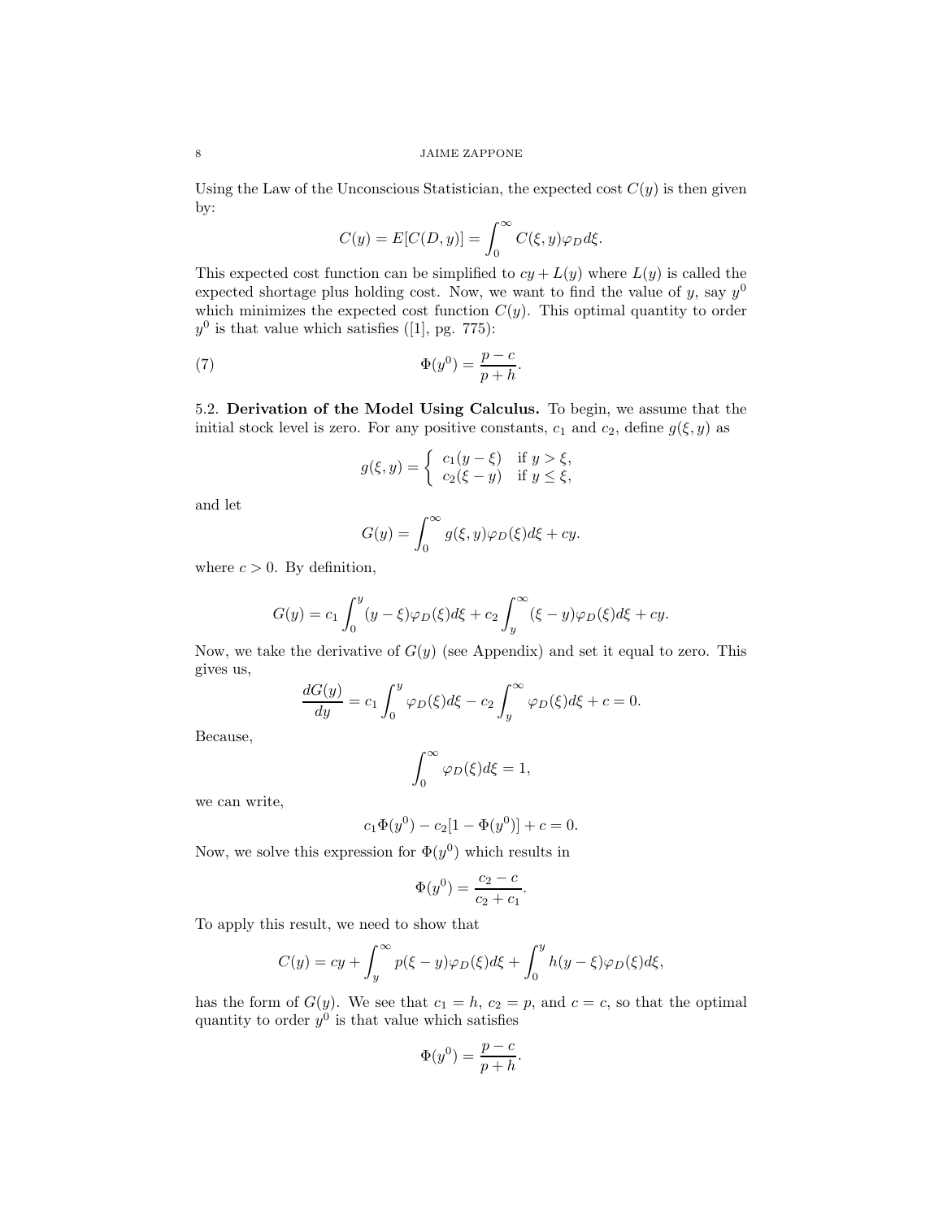Using the Law of the Unconscious Statistician, the expected cost $C(y)$ is then given by:

$$C(y) = E[C(D,y)] = \int_0^\infty C(\xi, y)\varphi_D d\xi.$$

This expected cost function can be simplified to $cy + L(y)$ where $L(y)$ is called the expected shortage plus holding cost. Now, we want to find the value of $y$, say $y^0$ which minimizes the expected cost function $C(y)$. This optimal quantity to order $y^0$ is that value which satisfies ([1], pg. 775):

$$\Phi(y^0) = \frac{p-c}{p+h}. \tag{7}$$

**5.2. Derivation of the Model Using Calculus.** To begin, we assume that the initial stock level is zero. For any positive constants, $c_1$ and $c_2$, define $g(\xi, y)$ as

$$g(\xi, y) = \begin{cases} c_1(y-\xi) & \text{if } y > \xi, \\ c_2(\xi - y) & \text{if } y \le \xi, \end{cases}$$

and let

$$G(y) = \int_0^\infty g(\xi, y)\varphi_D(\xi)d\xi + cy.$$

where $c > 0$. By definition,

$$G(y) = c_1 \int_0^y (y-\xi)\varphi_D(\xi)d\xi + c_2 \int_y^\infty (\xi - y)\varphi_D(\xi)d\xi + cy.$$

Now, we take the derivative of $G(y)$ (see Appendix) and set it equal to zero. This gives us,

$$\frac{dG(y)}{dy} = c_1 \int_0^y \varphi_D(\xi)d\xi - c_2 \int_y^\infty \varphi_D(\xi)d\xi + c = 0.$$

Because,

$$\int_0^\infty \varphi_D(\xi)d\xi = 1,$$

we can write,

$$c_1\Phi(y^0) - c_2[1 - \Phi(y^0)] + c = 0.$$

Now, we solve this expression for $\Phi(y^0)$ which results in

$$\Phi(y^0) = \frac{c_2 - c}{c_2 + c_1}.$$

To apply this result, we need to show that

$$C(y) = cy + \int_y^\infty p(\xi - y)\varphi_D(\xi)d\xi + \int_0^y h(y-\xi)\varphi_D(\xi)d\xi,$$

has the form of $G(y)$. We see that $c_1 = h$, $c_2 = p$, and $c = c$, so that the optimal quantity to order $y^0$ is that value which satisfies

$$\Phi(y^0) = \frac{p-c}{p+h}.$$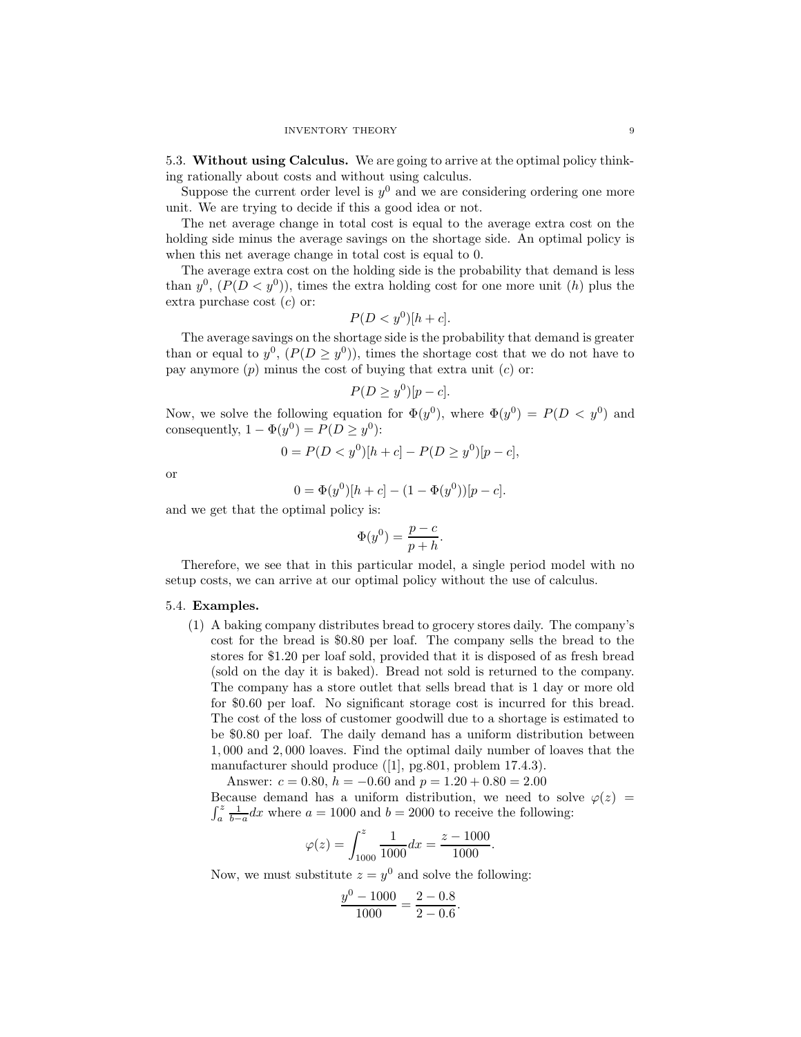### 5.3. Without using Calculus.

We are going to arrive at the optimal policy thinking rationally about costs and without using calculus.

Suppose the current order level is $y^0$ and we are considering ordering one more unit. We are trying to decide if this a good idea or not.

The net average change in total cost is equal to the average extra cost on the holding side minus the average savings on the shortage side. An optimal policy is when this net average change in total cost is equal to 0.

The average extra cost on the holding side is the probability that demand is less than $y^0$, $(P(D < y^0))$, times the extra holding cost for one more unit ($h$) plus the extra purchase cost ($c$) or:

$$P(D < y^0)[h + c].$$

The average savings on the shortage side is the probability that demand is greater than or equal to $y^0$, $(P(D \geq y^0))$, times the shortage cost that we do not have to pay anymore ($p$) minus the cost of buying that extra unit ($c$) or:

$$P(D \geq y^0)[p - c].$$

Now, we solve the following equation for $\Phi(y^0)$, where $\Phi(y^0) = P(D < y^0)$ and consequently, $1 - \Phi(y^0) = P(D \geq y^0)$:

$$0 = P(D < y^0)[h + c] - P(D \geq y^0)[p - c],$$

or

$$0 = \Phi(y^0)[h + c] - (1 - \Phi(y^0))[p - c].$$

and we get that the optimal policy is:

$$\Phi(y^0) = \frac{p - c}{p + h}.$$

Therefore, we see that in this particular model, a single period model with no setup costs, we can arrive at our optimal policy without the use of calculus.

### 5.4. Examples.

(1) A baking company distributes bread to grocery stores daily. The company's cost for the bread is \$0.80 per loaf. The company sells the bread to the stores for \$1.20 per loaf sold, provided that it is disposed of as fresh bread (sold on the day it is baked). Bread not sold is returned to the company. The company has a store outlet that sells bread that is 1 day or more old for \$0.60 per loaf. No significant storage cost is incurred for this bread. The cost of the loss of customer goodwill due to a shortage is estimated to be \$0.80 per loaf. The daily demand has a uniform distribution between 1,000 and 2,000 loaves. Find the optimal daily number of loaves that the manufacturer should produce ([1], pg.801, problem 17.4.3).

Answer: $c = 0.80$, $h = -0.60$ and $p = 1.20 + 0.80 = 2.00$

Because demand has a uniform distribution, we need to solve $\varphi(z) = \int_a^z \frac{1}{b-a} dx$ where $a = 1000$ and $b = 2000$ to receive the following:

$$\varphi(z) = \int_{1000}^{z} \frac{1}{1000} dx = \frac{z - 1000}{1000}.$$

Now, we must substitute $z = y^0$ and solve the following:

$$\frac{y^0 - 1000}{1000} = \frac{2 - 0.8}{2 - 0.6}.$$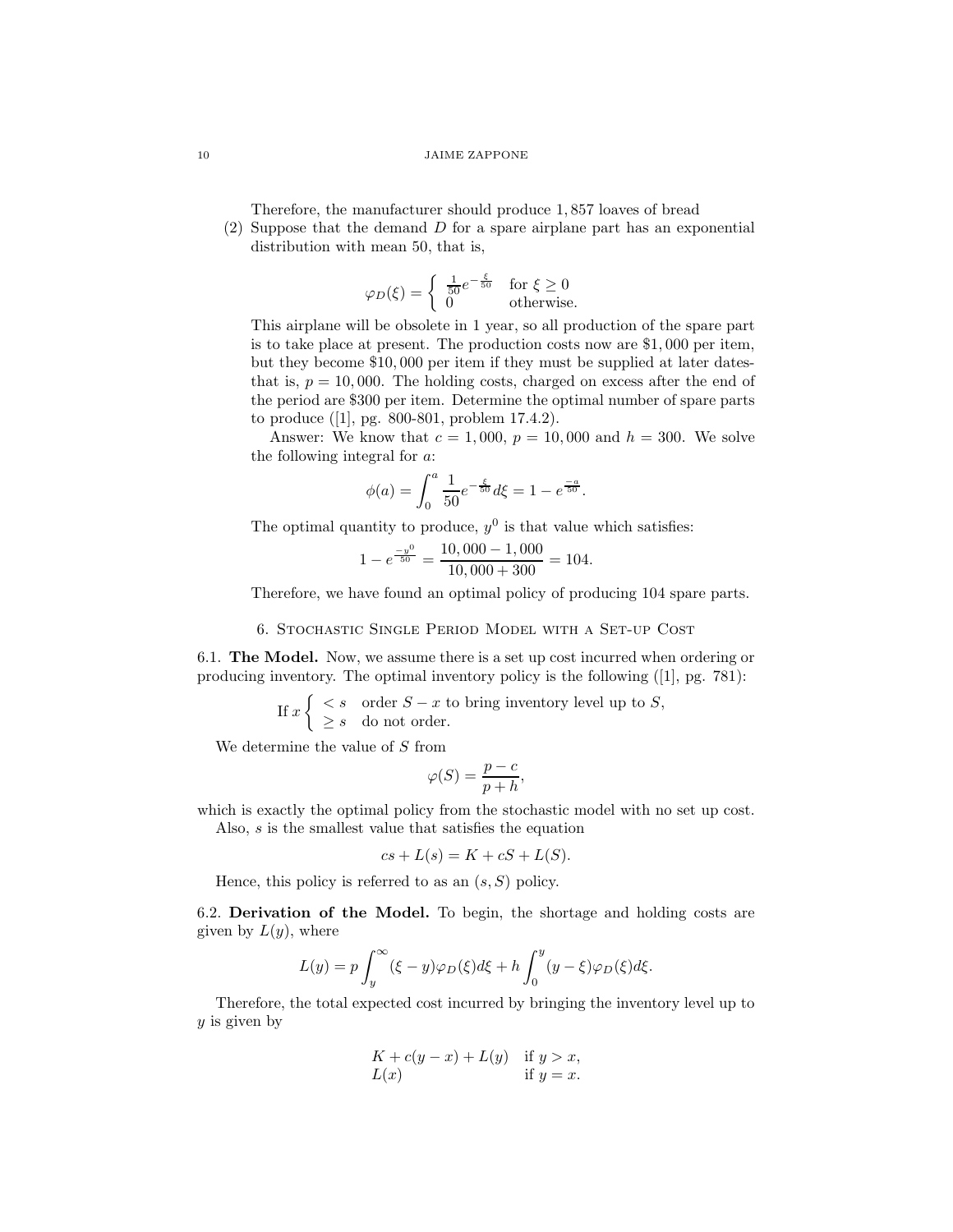Therefore, the manufacturer should produce 1,857 loaves of bread

(2) Suppose that the demand $D$ for a spare airplane part has an exponential distribution with mean 50, that is,

$$\varphi_D(\xi) = \begin{cases} \frac{1}{50}e^{-\frac{\xi}{50}} & \text{for } \xi \geq 0 \\ 0 & \text{otherwise.} \end{cases}$$

This airplane will be obsolete in 1 year, so all production of the spare part is to take place at present. The production costs now are \$1,000 per item, but they become \$10,000 per item if they must be supplied at later dates- that is, $p = 10,000$. The holding costs, charged on excess after the end of the period are \$300 per item. Determine the optimal number of spare parts to produce ([1], pg. 800-801, problem 17.4.2).

Answer: We know that $c = 1,000$, $p = 10,000$ and $h = 300$. We solve the following integral for $a$:

$$\phi(a) = \int_0^a \frac{1}{50}e^{-\frac{\xi}{50}}d\xi = 1 - e^{\frac{-a}{50}}.$$

The optimal quantity to produce, $y^0$ is that value which satisfies:

$$1 - e^{\frac{-y^0}{50}} = \frac{10,000 - 1,000}{10,000 + 300} = 104.$$

Therefore, we have found an optimal policy of producing 104 spare parts.

## 6. Stochastic Single Period Model with a Set-up Cost

**6.1. The Model.** Now, we assume there is a set up cost incurred when ordering or producing inventory. The optimal inventory policy is the following ([1], pg. 781):

$$\text{If } x \begin{cases} < s & \text{order } S - x \text{ to bring inventory level up to } S, \\ \geq s & \text{do not order.} \end{cases}$$

We determine the value of $S$ from

$$\varphi(S) = \frac{p - c}{p + h},$$

which is exactly the optimal policy from the stochastic model with no set up cost.

Also, $s$ is the smallest value that satisfies the equation

$$cs + L(s) = K + cS + L(S).$$

Hence, this policy is referred to as an $(s, S)$ policy.

**6.2. Derivation of the Model.** To begin, the shortage and holding costs are given by $L(y)$, where

$$L(y) = p\int_y^\infty (\xi - y)\varphi_D(\xi)d\xi + h\int_0^y (y - \xi)\varphi_D(\xi)d\xi.$$

Therefore, the total expected cost incurred by bringing the inventory level up to $y$ is given by

$$\begin{array}{ll} K + c(y - x) + L(y) & \text{if } y > x, \\ L(x) & \text{if } y = x. \end{array}$$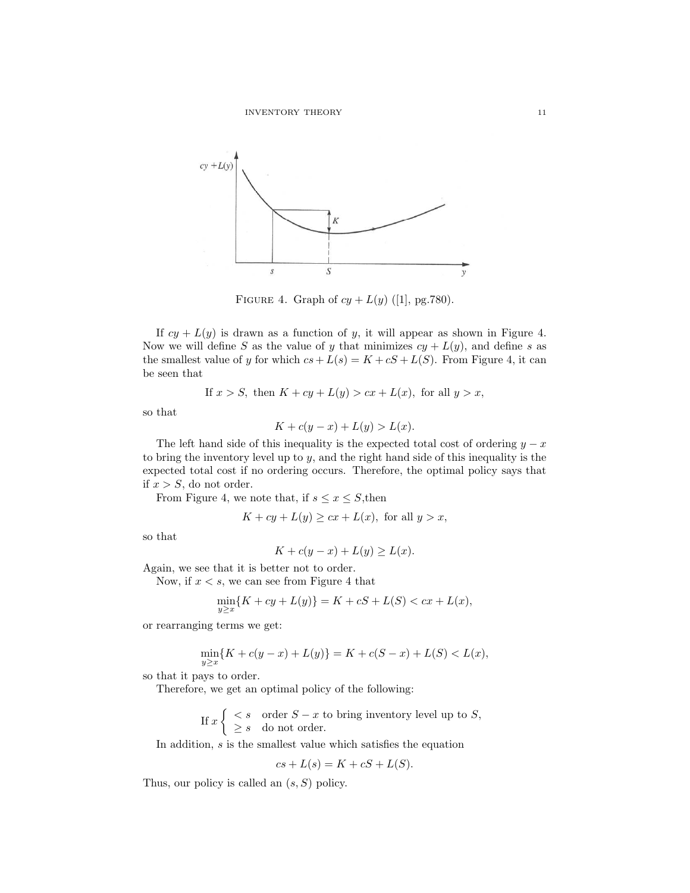FIGURE 4. Graph of $cy + L(y)$ ([1], pg.780).

If $cy + L(y)$ is drawn as a function of $y$, it will appear as shown in Figure 4. Now we will define $S$ as the value of $y$ that minimizes $cy + L(y)$, and define $s$ as the smallest value of $y$ for which $cs + L(s) = K + cS + L(S)$. From Figure 4, it can be seen that

$$\text{If } x > S, \text{ then } K + cy + L(y) > cx + L(x), \text{ for all } y > x,$$

so that

$$K + c(y - x) + L(y) > L(x).$$

The left hand side of this inequality is the expected total cost of ordering $y - x$ to bring the inventory level up to $y$, and the right hand side of this inequality is the expected total cost if no ordering occurs. Therefore, the optimal policy says that if $x > S$, do not order.

From Figure 4, we note that, if $s \leq x \leq S$,then

$$K + cy + L(y) \geq cx + L(x), \text{ for all } y > x,$$

so that

$$K + c(y - x) + L(y) \geq L(x).$$

Again, we see that it is better not to order.

Now, if $x < s$, we can see from Figure 4 that

$$\min_{y \geq x}\{K + cy + L(y)\} = K + cS + L(S) < cx + L(x),$$

or rearranging terms we get:

$$\min_{y \geq x}\{K + c(y - x) + L(y)\} = K + c(S - x) + L(S) < L(x),$$

so that it pays to order.

Therefore, we get an optimal policy of the following:

$$\text{If } x \begin{cases} < s & \text{order } S - x \text{ to bring inventory level up to } S, \\ \geq s & \text{do not order.} \end{cases}$$

In addition, $s$ is the smallest value which satisfies the equation

$$cs + L(s) = K + cS + L(S).$$

Thus, our policy is called an $(s, S)$ policy.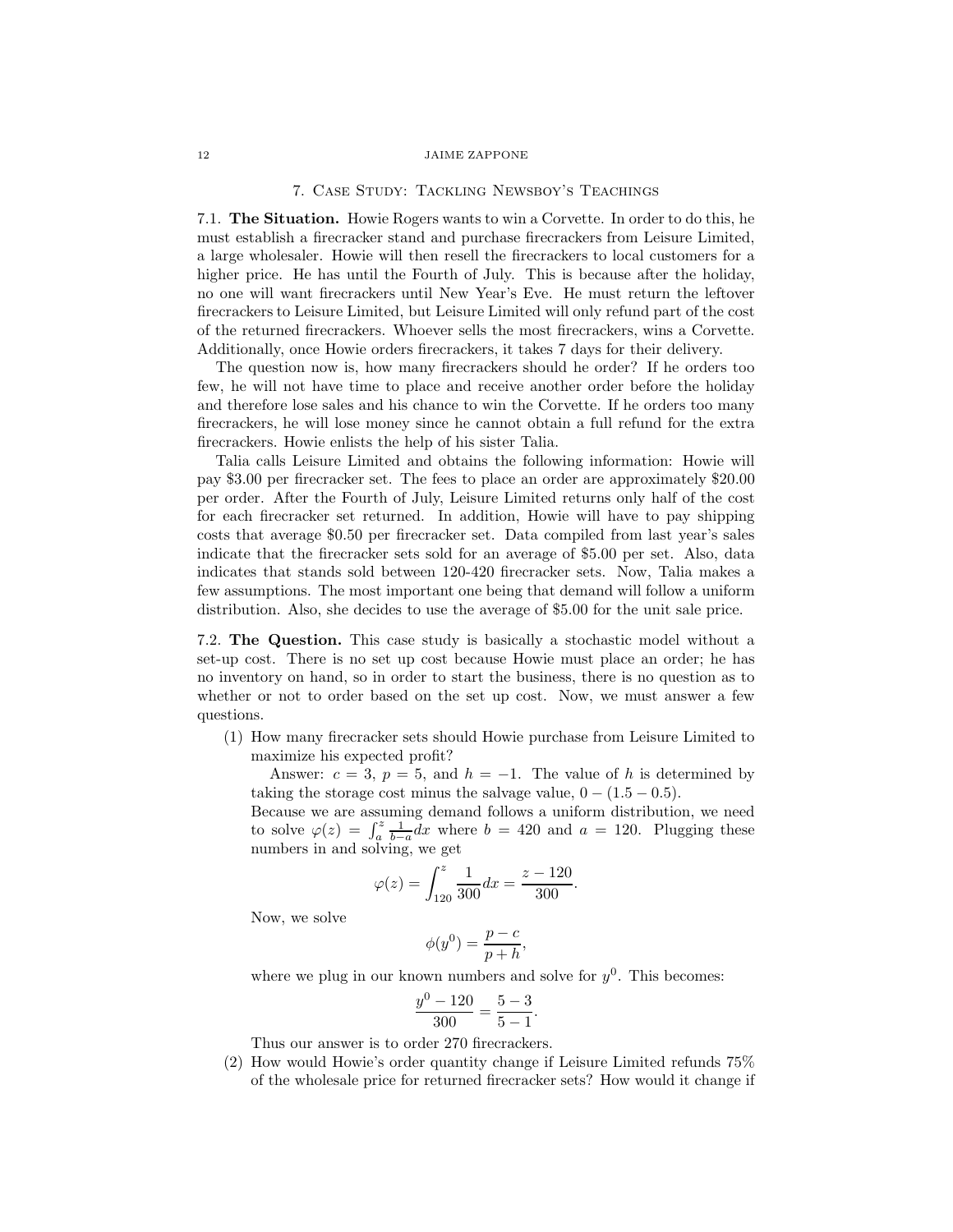## 7. Case Study: Tackling Newsboy's Teachings

**7.1. The Situation.** Howie Rogers wants to win a Corvette. In order to do this, he must establish a firecracker stand and purchase firecrackers from Leisure Limited, a large wholesaler. Howie will then resell the firecrackers to local customers for a higher price. He has until the Fourth of July. This is because after the holiday, no one will want firecrackers until New Year's Eve. He must return the leftover firecrackers to Leisure Limited, but Leisure Limited will only refund part of the cost of the returned firecrackers. Whoever sells the most firecrackers, wins a Corvette. Additionally, once Howie orders firecrackers, it takes 7 days for their delivery.

The question now is, how many firecrackers should he order? If he orders too few, he will not have time to place and receive another order before the holiday and therefore lose sales and his chance to win the Corvette. If he orders too many firecrackers, he will lose money since he cannot obtain a full refund for the extra firecrackers. Howie enlists the help of his sister Talia.

Talia calls Leisure Limited and obtains the following information: Howie will pay \$3.00 per firecracker set. The fees to place an order are approximately \$20.00 per order. After the Fourth of July, Leisure Limited returns only half of the cost for each firecracker set returned. In addition, Howie will have to pay shipping costs that average \$0.50 per firecracker set. Data compiled from last year's sales indicate that the firecracker sets sold for an average of \$5.00 per set. Also, data indicates that stands sold between 120-420 firecracker sets. Now, Talia makes a few assumptions. The most important one being that demand will follow a uniform distribution. Also, she decides to use the average of \$5.00 for the unit sale price.

**7.2. The Question.** This case study is basically a stochastic model without a set-up cost. There is no set up cost because Howie must place an order; he has no inventory on hand, so in order to start the business, there is no question as to whether or not to order based on the set up cost. Now, we must answer a few questions.

1. How many firecracker sets should Howie purchase from Leisure Limited to maximize his expected profit?

   Answer: $c = 3$, $p = 5$, and $h = -1$. The value of $h$ is determined by taking the storage cost minus the salvage value, $0 - (1.5 - 0.5)$.

   Because we are assuming demand follows a uniform distribution, we need to solve $\varphi(z) = \int_a^z \frac{1}{b-a} dx$ where $b = 420$ and $a = 120$. Plugging these numbers in and solving, we get

   $$\varphi(z) = \int_{120}^{z} \frac{1}{300} dx = \frac{z - 120}{300}.$$

   Now, we solve

   $$\phi(y^0) = \frac{p - c}{p + h},$$

   where we plug in our known numbers and solve for $y^0$. This becomes:

   $$\frac{y^0 - 120}{300} = \frac{5 - 3}{5 - 1}.$$

   Thus our answer is to order 270 firecrackers.

2. How would Howie's order quantity change if Leisure Limited refunds 75% of the wholesale price for returned firecracker sets? How would it change if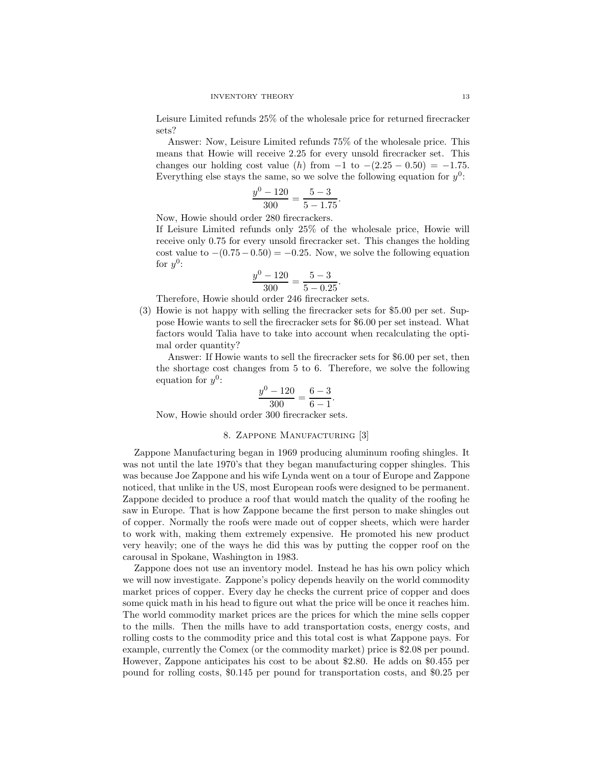Leisure Limited refunds 25% of the wholesale price for returned firecracker sets?

Answer: Now, Leisure Limited refunds 75% of the wholesale price. This means that Howie will receive 2.25 for every unsold firecracker set. This changes our holding cost value ($h$) from $-1$ to $-(2.25 - 0.50) = -1.75$. Everything else stays the same, so we solve the following equation for $y^0$:

$$\frac{y^0 - 120}{300} = \frac{5 - 3}{5 - 1.75}.$$

Now, Howie should order 280 firecrackers.

If Leisure Limited refunds only 25% of the wholesale price, Howie will receive only 0.75 for every unsold firecracker set. This changes the holding cost value to $-(0.75 - 0.50) = -0.25$. Now, we solve the following equation for $y^0$:

$$\frac{y^0 - 120}{300} = \frac{5 - 3}{5 - 0.25}.$$

Therefore, Howie should order 246 firecracker sets.

(3) Howie is not happy with selling the firecracker sets for \$5.00 per set. Suppose Howie wants to sell the firecracker sets for \$6.00 per set instead. What factors would Talia have to take into account when recalculating the optimal order quantity?

Answer: If Howie wants to sell the firecracker sets for \$6.00 per set, then the shortage cost changes from 5 to 6. Therefore, we solve the following equation for $y^0$:

$$\frac{y^0 - 120}{300} = \frac{6 - 3}{6 - 1}.$$

Now, Howie should order 300 firecracker sets.

## 8. Zappone Manufacturing [3]

Zappone Manufacturing began in 1969 producing aluminum roofing shingles. It was not until the late 1970's that they began manufacturing copper shingles. This was because Joe Zappone and his wife Lynda went on a tour of Europe and Zappone noticed, that unlike in the US, most European roofs were designed to be permanent. Zappone decided to produce a roof that would match the quality of the roofing he saw in Europe. That is how Zappone became the first person to make shingles out of copper. Normally the roofs were made out of copper sheets, which were harder to work with, making them extremely expensive. He promoted his new product very heavily; one of the ways he did this was by putting the copper roof on the carousal in Spokane, Washington in 1983.

Zappone does not use an inventory model. Instead he has his own policy which we will now investigate. Zappone's policy depends heavily on the world commodity market prices of copper. Every day he checks the current price of copper and does some quick math in his head to figure out what the price will be once it reaches him. The world commodity market prices are the prices for which the mine sells copper to the mills. Then the mills have to add transportation costs, energy costs, and rolling costs to the commodity price and this total cost is what Zappone pays. For example, currently the Comex (or the commodity market) price is \$2.08 per pound. However, Zappone anticipates his cost to be about \$2.80. He adds on \$0.455 per pound for rolling costs, \$0.145 per pound for transportation costs, and \$0.25 per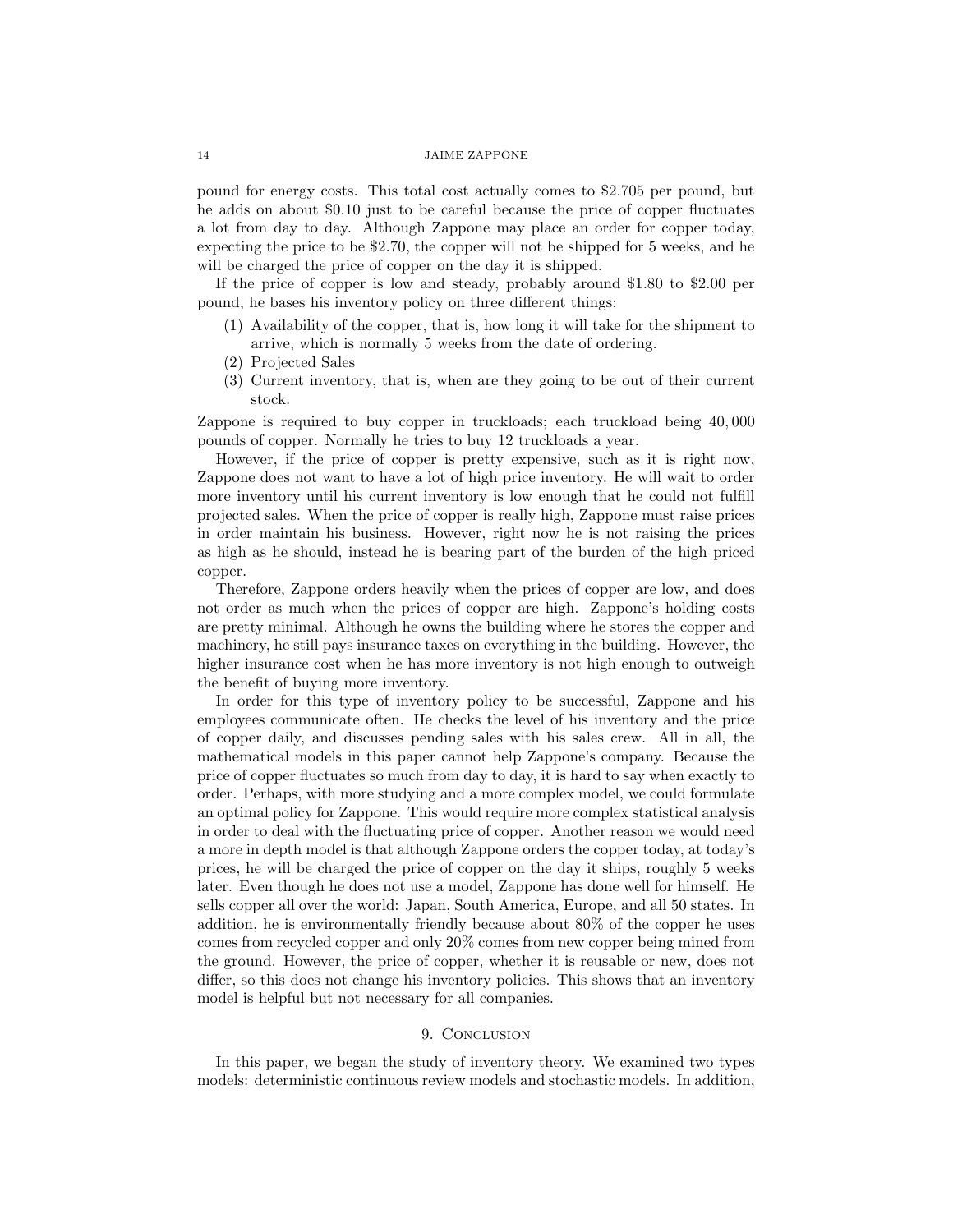pound for energy costs. This total cost actually comes to \$2.705 per pound, but he adds on about \$0.10 just to be careful because the price of copper fluctuates a lot from day to day. Although Zappone may place an order for copper today, expecting the price to be \$2.70, the copper will not be shipped for 5 weeks, and he will be charged the price of copper on the day it is shipped.

If the price of copper is low and steady, probably around \$1.80 to \$2.00 per pound, he bases his inventory policy on three different things:

1. Availability of the copper, that is, how long it will take for the shipment to arrive, which is normally 5 weeks from the date of ordering.
2. Projected Sales
3. Current inventory, that is, when are they going to be out of their current stock.

Zappone is required to buy copper in truckloads; each truckload being 40,000 pounds of copper. Normally he tries to buy 12 truckloads a year.

However, if the price of copper is pretty expensive, such as it is right now, Zappone does not want to have a lot of high price inventory. He will wait to order more inventory until his current inventory is low enough that he could not fulfill projected sales. When the price of copper is really high, Zappone must raise prices in order maintain his business. However, right now he is not raising the prices as high as he should, instead he is bearing part of the burden of the high priced copper.

Therefore, Zappone orders heavily when the prices of copper are low, and does not order as much when the prices of copper are high. Zappone's holding costs are pretty minimal. Although he owns the building where he stores the copper and machinery, he still pays insurance taxes on everything in the building. However, the higher insurance cost when he has more inventory is not high enough to outweigh the benefit of buying more inventory.

In order for this type of inventory policy to be successful, Zappone and his employees communicate often. He checks the level of his inventory and the price of copper daily, and discusses pending sales with his sales crew. All in all, the mathematical models in this paper cannot help Zappone's company. Because the price of copper fluctuates so much from day to day, it is hard to say when exactly to order. Perhaps, with more studying and a more complex model, we could formulate an optimal policy for Zappone. This would require more complex statistical analysis in order to deal with the fluctuating price of copper. Another reason we would need a more in depth model is that although Zappone orders the copper today, at today's prices, he will be charged the price of copper on the day it ships, roughly 5 weeks later. Even though he does not use a model, Zappone has done well for himself. He sells copper all over the world: Japan, South America, Europe, and all 50 states. In addition, he is environmentally friendly because about 80% of the copper he uses comes from recycled copper and only 20% comes from new copper being mined from the ground. However, the price of copper, whether it is reusable or new, does not differ, so this does not change his inventory policies. This shows that an inventory model is helpful but not necessary for all companies.

## 9. Conclusion

In this paper, we began the study of inventory theory. We examined two types models: deterministic continuous review models and stochastic models. In addition,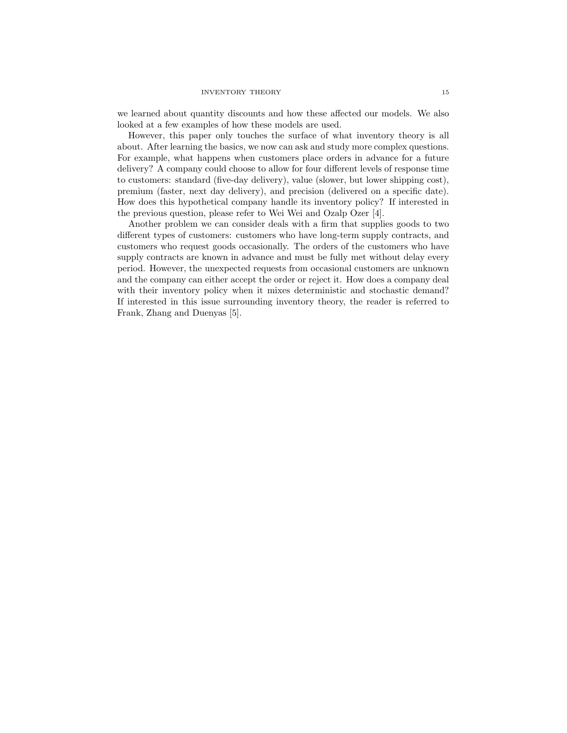we learned about quantity discounts and how these affected our models. We also looked at a few examples of how these models are used.

However, this paper only touches the surface of what inventory theory is all about. After learning the basics, we now can ask and study more complex questions. For example, what happens when customers place orders in advance for a future delivery? A company could choose to allow for four different levels of response time to customers: standard (five-day delivery), value (slower, but lower shipping cost), premium (faster, next day delivery), and precision (delivered on a specific date). How does this hypothetical company handle its inventory policy? If interested in the previous question, please refer to Wei Wei and Ozalp Ozer [4].

Another problem we can consider deals with a firm that supplies goods to two different types of customers: customers who have long-term supply contracts, and customers who request goods occasionally. The orders of the customers who have supply contracts are known in advance and must be fully met without delay every period. However, the unexpected requests from occasional customers are unknown and the company can either accept the order or reject it. How does a company deal with their inventory policy when it mixes deterministic and stochastic demand? If interested in this issue surrounding inventory theory, the reader is referred to Frank, Zhang and Duenyas [5].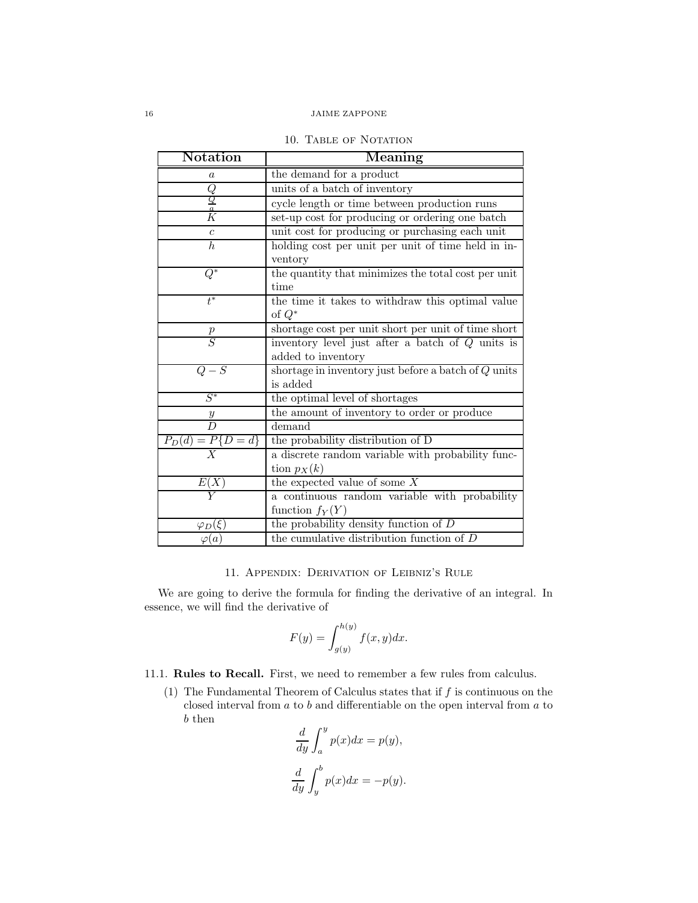## 10. Table of Notation

| Notation | Meaning |
|---|---|
| $a$ | the demand for a product |
| $Q$ | units of a batch of inventory |
| $\frac{Q}{a}$ | cycle length or time between production runs |
| $K$ | set-up cost for producing or ordering one batch |
| $c$ | unit cost for producing or purchasing each unit |
| $h$ | holding cost per unit per unit of time held in inventory |
| $Q^*$ | the quantity that minimizes the total cost per unit time |
| $t^*$ | the time it takes to withdraw this optimal value of $Q^*$ |
| $p$ | shortage cost per unit short per unit of time short |
| $S$ | inventory level just after a batch of $Q$ units is added to inventory |
| $Q - S$ | shortage in inventory just before a batch of $Q$ units is added |
| $S^*$ | the optimal level of shortages |
| $y$ | the amount of inventory to order or produce |
| $D$ | demand |
| $P_D(d) = P\{D = d\}$ | the probability distribution of D |
| $X$ | a discrete random variable with probability function $p_X(k)$ |
| $E(X)$ | the expected value of some $X$ |
| $Y$ | a continuous random variable with probability function $f_Y(Y)$ |
| $\varphi_D(\xi)$ | the probability density function of $D$ |
| $\varphi(a)$ | the cumulative distribution function of $D$ |

## 11. Appendix: Derivation of Leibniz's Rule

We are going to derive the formula for finding the derivative of an integral. In essence, we will find the derivative of

$$F(y) = \int_{g(y)}^{h(y)} f(x, y)dx.$$

### 11.1. Rules to Recall.

First, we need to remember a few rules from calculus.

(1) The Fundamental Theorem of Calculus states that if $f$ is continuous on the closed interval from $a$ to $b$ and differentiable on the open interval from $a$ to $b$ then

$$\frac{d}{dy} \int_{a}^{y} p(x)dx = p(y),$$

$$\frac{d}{dy} \int_{y}^{b} p(x)dx = -p(y).$$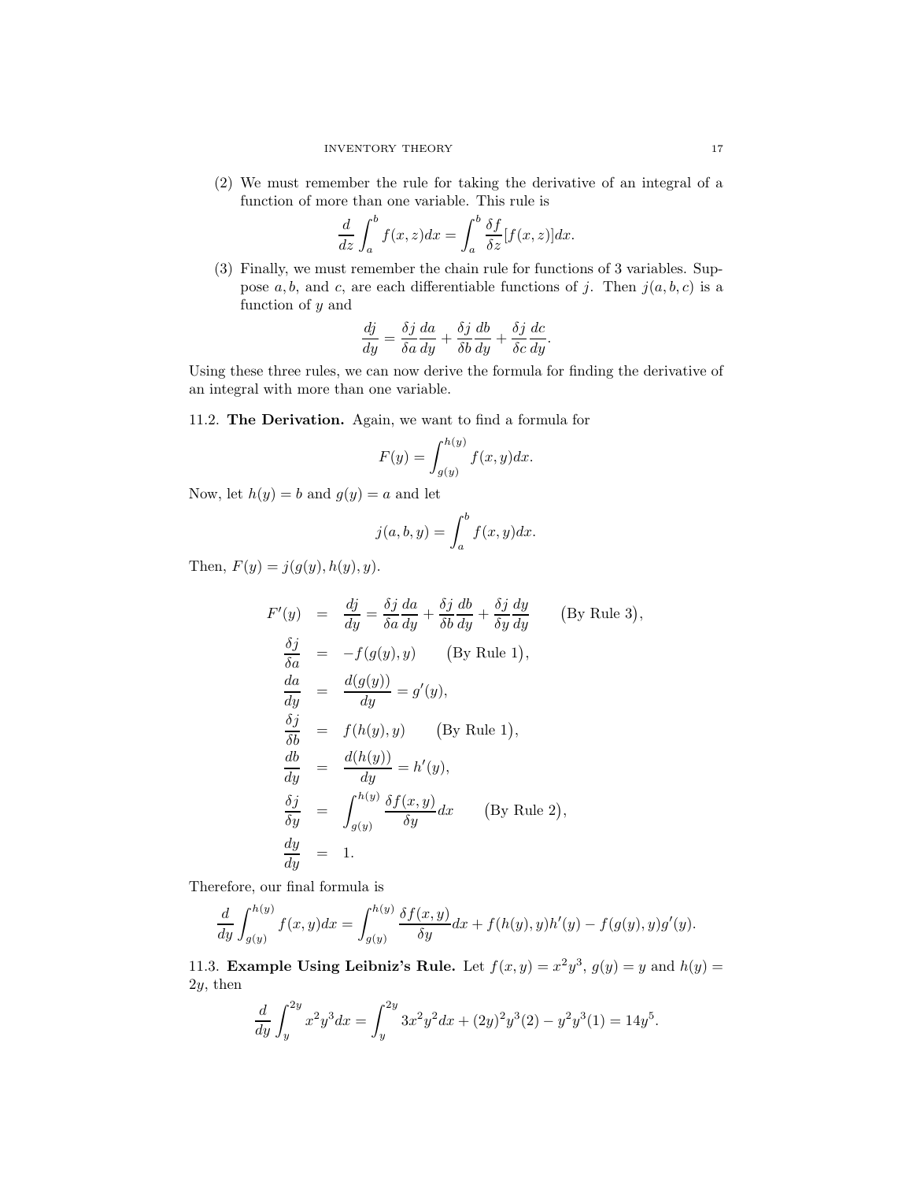(2) We must remember the rule for taking the derivative of an integral of a function of more than one variable. This rule is

$$\frac{d}{dz}\int_a^b f(x,z)dx = \int_a^b \frac{\delta f}{\delta z}[f(x,z)]dx.$$

(3) Finally, we must remember the chain rule for functions of 3 variables. Suppose $a, b$, and $c$, are each differentiable functions of $j$. Then $j(a,b,c)$ is a function of $y$ and

$$\frac{dj}{dy} = \frac{\delta j}{\delta a}\frac{da}{dy} + \frac{\delta j}{\delta b}\frac{db}{dy} + \frac{\delta j}{\delta c}\frac{dc}{dy}.$$

Using these three rules, we can now derive the formula for finding the derivative of an integral with more than one variable.

11.2. **The Derivation.** Again, we want to find a formula for

$$F(y) = \int_{g(y)}^{h(y)} f(x,y)dx.$$

Now, let $h(y) = b$ and $g(y) = a$ and let

$$j(a,b,y) = \int_a^b f(x,y)dx.$$

Then, $F(y) = j(g(y), h(y), y)$.

$$\begin{aligned}
F'(y) &= \frac{dj}{dy} = \frac{\delta j}{\delta a}\frac{da}{dy} + \frac{\delta j}{\delta b}\frac{db}{dy} + \frac{\delta j}{\delta y}\frac{dy}{dy} \qquad \text{(By Rule 3)}, \\
\frac{\delta j}{\delta a} &= -f(g(y),y) \qquad \text{(By Rule 1)}, \\
\frac{da}{dy} &= \frac{d(g(y))}{dy} = g'(y), \\
\frac{\delta j}{\delta b} &= f(h(y),y) \qquad \text{(By Rule 1)}, \\
\frac{db}{dy} &= \frac{d(h(y))}{dy} = h'(y), \\
\frac{\delta j}{\delta y} &= \int_{g(y)}^{h(y)} \frac{\delta f(x,y)}{\delta y}dx \qquad \text{(By Rule 2)}, \\
\frac{dy}{dy} &= 1.
\end{aligned}$$

Therefore, our final formula is

$$\frac{d}{dy}\int_{g(y)}^{h(y)} f(x,y)dx = \int_{g(y)}^{h(y)} \frac{\delta f(x,y)}{\delta y}dx + f(h(y),y)h'(y) - f(g(y),y)g'(y).$$

11.3. **Example Using Leibniz's Rule.** Let $f(x,y) = x^2y^3$, $g(y) = y$ and $h(y) = 2y$, then

$$\frac{d}{dy}\int_y^{2y} x^2y^3 dx = \int_y^{2y} 3x^2y^2 dx + (2y)^2y^3(2) - y^2y^3(1) = 14y^5.$$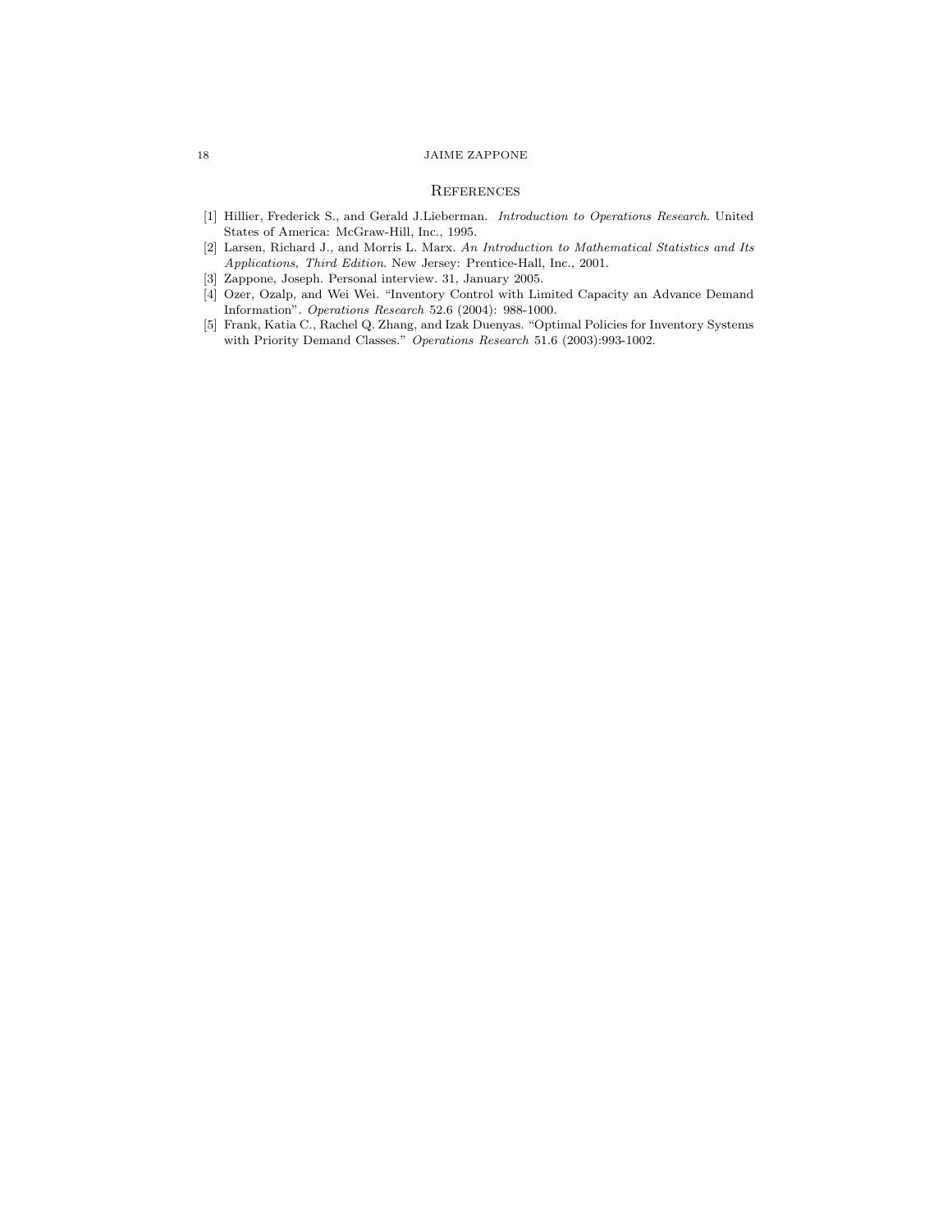## References

[1] Hillier, Frederick S., and Gerald J.Lieberman. *Introduction to Operations Research*. United States of America: McGraw-Hill, Inc., 1995.

[2] Larsen, Richard J., and Morris L. Marx. *An Introduction to Mathematical Statistics and Its Applications, Third Edition*. New Jersey: Prentice-Hall, Inc., 2001.

[3] Zappone, Joseph. Personal interview. 31, January 2005.

[4] Ozer, Ozalp, and Wei Wei. "Inventory Control with Limited Capacity an Advance Demand Information". *Operations Research* 52.6 (2004): 988-1000.

[5] Frank, Katia C., Rachel Q. Zhang, and Izak Duenyas. "Optimal Policies for Inventory Systems with Priority Demand Classes." *Operations Research* 51.6 (2003):993-1002.